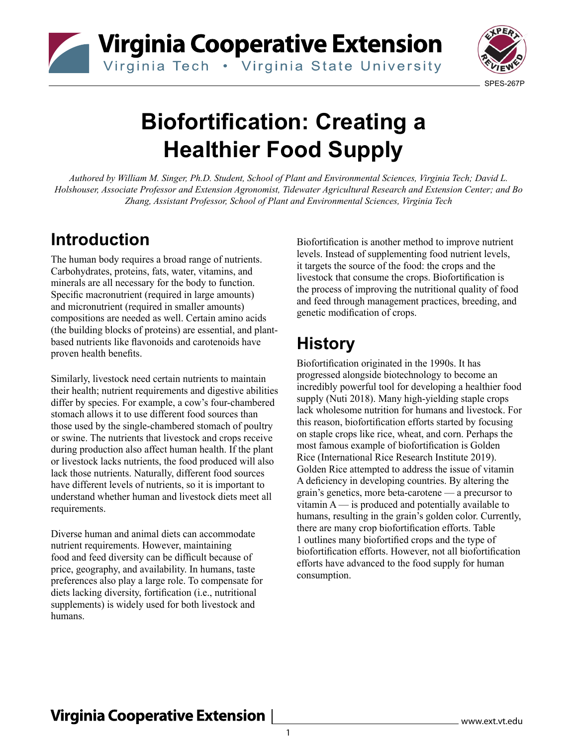# Biofortification: Creating a Healthier Food Supply

*Authored by William M. Singer, Ph.D. Student, School of Plant and Environmental Sciences, Virginia Tech; David L. Holshouser, Associate Professor and Extension Agronomist, Tidewater Agricultural Research and Extension Center; and Bo Zhang, Assistant Professor, School of Plant and Environmental Sciences, Virginia Tech*

## Introduction

The human body requires a broad range of nutrients. Carbohydrates, proteins, fats, water, vitamins, and minerals are all necessary for the body to function. Specific macronutrient (required in large amounts) and micronutrient (required in smaller amounts) compositions are needed as well. Certain amino acids (the building blocks of proteins) are essential, and plant-based nutrients like flavonoids and carotenoids have proven health benefits.

Similarly, livestock need certain nutrients to maintain their health; nutrient requirements and digestive abilities differ by species. For example, a cow's four-chambered stomach allows it to use different food sources than those used by the single-chambered stomach of poultry or swine. The nutrients that livestock and crops receive during production also affect human health. If the plant or livestock lacks nutrients, the food produced will also lack those nutrients. Naturally, different food sources have different levels of nutrients, so it is important to understand whether human and livestock diets meet all requirements.

Diverse human and animal diets can accommodate nutrient requirements. However, maintaining food and feed diversity can be difficult because of price, geography, and availability. In humans, taste preferences also play a large role. To compensate for diets lacking diversity, fortification (i.e., nutritional supplements) is widely used for both livestock and humans.

Biofortification is another method to improve nutrient levels. Instead of supplementing food nutrient levels, it targets the source of the food: the crops and the livestock that consume the crops. Biofortification is the process of improving the nutritional quality of food and feed through management practices, breeding, and genetic modification of crops.

## History

Biofortification originated in the 1990s. It has progressed alongside biotechnology to become an incredibly powerful tool for developing a healthier food supply (Nuti 2018). Many high-yielding staple crops lack wholesome nutrition for humans and livestock. For this reason, biofortification efforts started by focusing on staple crops like rice, wheat, and corn. Perhaps the most famous example of biofortification is Golden Rice (International Rice Research Institute 2019). Golden Rice attempted to address the issue of vitamin A deficiency in developing countries. By altering the grain's genetics, more beta-carotene — a precursor to vitamin A — is produced and potentially available to humans, resulting in the grain's golden color. Currently, there are many crop biofortification efforts. Table 1 outlines many biofortified crops and the type of biofortification efforts. However, not all biofortification efforts have advanced to the food supply for human consumption.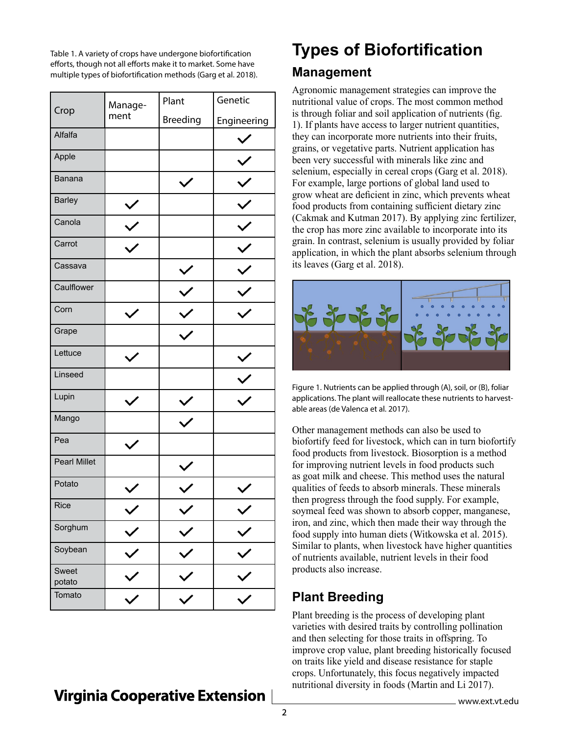Table 1. A variety of crops have undergone biofortification efforts, though not all efforts make it to market. Some have multiple types of biofortification methods (Garg et al. 2018).

| Crop | Management | Plant Breeding | Genetic Engineering |
|---|---|---|---|
| Alfalfa | | | ✓ |
| Apple | | | ✓ |
| Banana | | ✓ | ✓ |
| Barley | ✓ | | ✓ |
| Canola | ✓ | | ✓ |
| Carrot | ✓ | | ✓ |
| Cassava | | ✓ | ✓ |
| Caulflower | | ✓ | ✓ |
| Corn | ✓ | ✓ | ✓ |
| Grape | | ✓ | |
| Lettuce | ✓ | | ✓ |
| Linseed | | | ✓ |
| Lupin | ✓ | ✓ | ✓ |
| Mango | | ✓ | |
| Pea | ✓ | | |
| Pearl Millet | | ✓ | |
| Potato | ✓ | ✓ | ✓ |
| Rice | ✓ | ✓ | ✓ |
| Sorghum | ✓ | ✓ | ✓ |
| Soybean | ✓ | ✓ | ✓ |
| Sweet potato | ✓ | ✓ | ✓ |
| Tomato | ✓ | ✓ | ✓ |

# Types of Biofortification

## Management

Agronomic management strategies can improve the nutritional value of crops. The most common method is through foliar and soil application of nutrients (fig. 1). If plants have access to larger nutrient quantities, they can incorporate more nutrients into their fruits, grains, or vegetative parts. Nutrient application has been very successful with minerals like zinc and selenium, especially in cereal crops (Garg et al. 2018). For example, large portions of global land used to grow wheat are deficient in zinc, which prevents wheat food products from containing sufficient dietary zinc (Cakmak and Kutman 2017). By applying zinc fertilizer, the crop has more zinc available to incorporate into its grain. In contrast, selenium is usually provided by foliar application, in which the plant absorbs selenium through its leaves (Garg et al. 2018).

Figure 1. Nutrients can be applied through (A), soil, or (B), foliar applications. The plant will reallocate these nutrients to harvestable areas (de Valenca et al. 2017).

Other management methods can also be used to biofortify feed for livestock, which can in turn biofortify food products from livestock. Biosorption is a method for improving nutrient levels in food products such as goat milk and cheese. This method uses the natural qualities of feeds to absorb minerals. These minerals then progress through the food supply. For example, soymeal feed was shown to absorb copper, manganese, iron, and zinc, which then made their way through the food supply into human diets (Witkowska et al. 2015). Similar to plants, when livestock have higher quantities of nutrients available, nutrient levels in their food products also increase.

## Plant Breeding

Plant breeding is the process of developing plant varieties with desired traits by controlling pollination and then selecting for those traits in offspring. To improve crop value, plant breeding historically focused on traits like yield and disease resistance for staple crops. Unfortunately, this focus negatively impacted nutritional diversity in foods (Martin and Li 2017).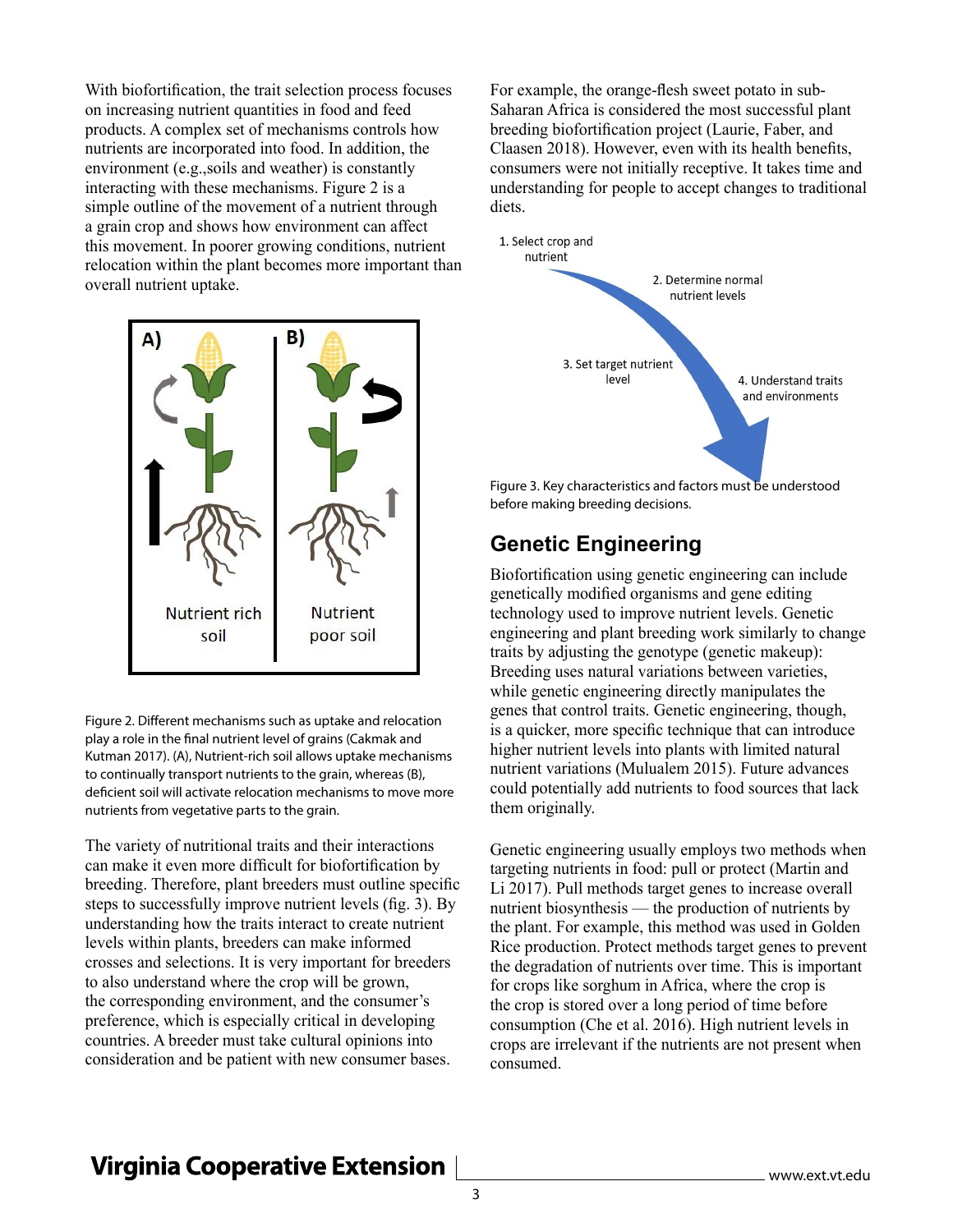With biofortification, the trait selection process focuses on increasing nutrient quantities in food and feed products. A complex set of mechanisms controls how nutrients are incorporated into food. In addition, the environment (e.g.,soils and weather) is constantly interacting with these mechanisms. Figure 2 is a simple outline of the movement of a nutrient through a grain crop and shows how environment can affect this movement. In poorer growing conditions, nutrient relocation within the plant becomes more important than overall nutrient uptake.

Figure 2. Different mechanisms such as uptake and relocation play a role in the final nutrient level of grains (Cakmak and Kutman 2017). (A), Nutrient-rich soil allows uptake mechanisms to continually transport nutrients to the grain, whereas (B), deficient soil will activate relocation mechanisms to move more nutrients from vegetative parts to the grain.

The variety of nutritional traits and their interactions can make it even more difficult for biofortification by breeding. Therefore, plant breeders must outline specific steps to successfully improve nutrient levels (fig. 3). By understanding how the traits interact to create nutrient levels within plants, breeders can make informed crosses and selections. It is very important for breeders to also understand where the crop will be grown, the corresponding environment, and the consumer's preference, which is especially critical in developing countries. A breeder must take cultural opinions into consideration and be patient with new consumer bases.

For example, the orange-flesh sweet potato in sub-Saharan Africa is considered the most successful plant breeding biofortification project (Laurie, Faber, and Claasen 2018). However, even with its health benefits, consumers were not initially receptive. It takes time and understanding for people to accept changes to traditional diets.

Figure 3. Key characteristics and factors must be understood before making breeding decisions.

## Genetic Engineering

Biofortification using genetic engineering can include genetically modified organisms and gene editing technology used to improve nutrient levels. Genetic engineering and plant breeding work similarly to change traits by adjusting the genotype (genetic makeup): Breeding uses natural variations between varieties, while genetic engineering directly manipulates the genes that control traits. Genetic engineering, though, is a quicker, more specific technique that can introduce higher nutrient levels into plants with limited natural nutrient variations (Mulualem 2015). Future advances could potentially add nutrients to food sources that lack them originally.

Genetic engineering usually employs two methods when targeting nutrients in food: pull or protect (Martin and Li 2017). Pull methods target genes to increase overall nutrient biosynthesis — the production of nutrients by the plant. For example, this method was used in Golden Rice production. Protect methods target genes to prevent the degradation of nutrients over time. This is important for crops like sorghum in Africa, where the crop is the crop is stored over a long period of time before consumption (Che et al. 2016). High nutrient levels in crops are irrelevant if the nutrients are not present when consumed.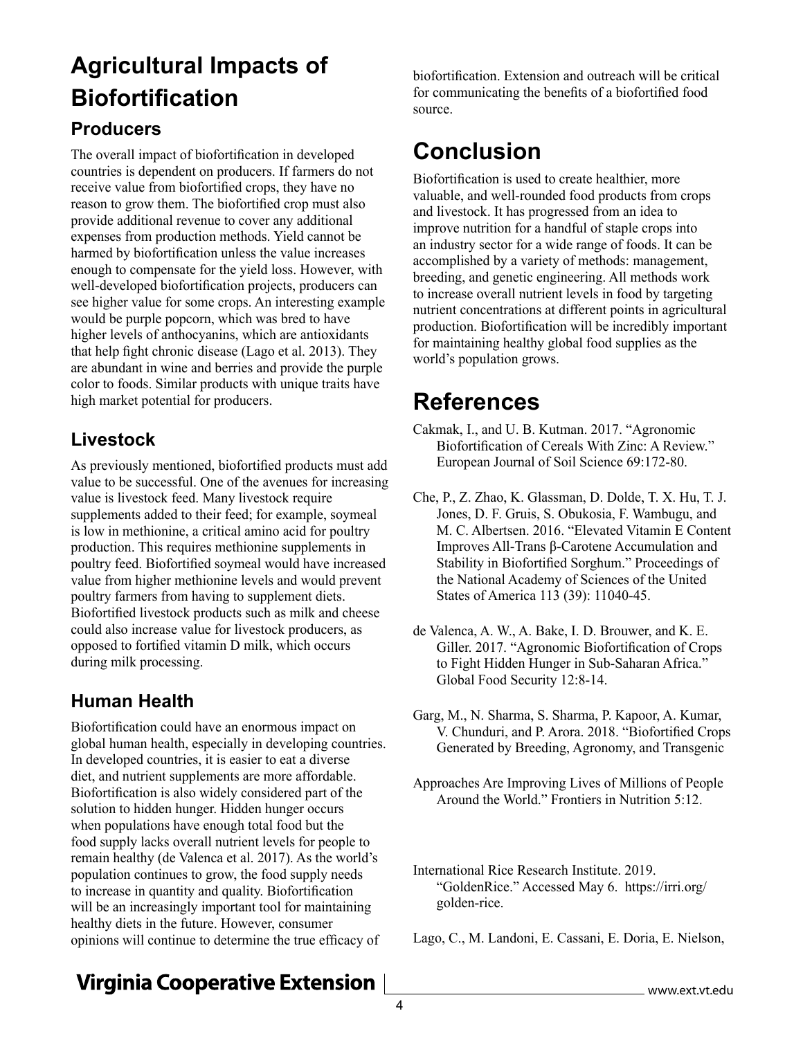# Agricultural Impacts of Biofortification

## Producers

The overall impact of biofortification in developed countries is dependent on producers. If farmers do not receive value from biofortified crops, they have no reason to grow them. The biofortified crop must also provide additional revenue to cover any additional expenses from production methods. Yield cannot be harmed by biofortification unless the value increases enough to compensate for the yield loss. However, with well-developed biofortification projects, producers can see higher value for some crops. An interesting example would be purple popcorn, which was bred to have higher levels of anthocyanins, which are antioxidants that help fight chronic disease (Lago et al. 2013). They are abundant in wine and berries and provide the purple color to foods. Similar products with unique traits have high market potential for producers.

## Livestock

As previously mentioned, biofortified products must add value to be successful. One of the avenues for increasing value is livestock feed. Many livestock require supplements added to their feed; for example, soymeal is low in methionine, a critical amino acid for poultry production. This requires methionine supplements in poultry feed. Biofortified soymeal would have increased value from higher methionine levels and would prevent poultry farmers from having to supplement diets. Biofortified livestock products such as milk and cheese could also increase value for livestock producers, as opposed to fortified vitamin D milk, which occurs during milk processing.

## Human Health

Biofortification could have an enormous impact on global human health, especially in developing countries. In developed countries, it is easier to eat a diverse diet, and nutrient supplements are more affordable. Biofortification is also widely considered part of the solution to hidden hunger. Hidden hunger occurs when populations have enough total food but the food supply lacks overall nutrient levels for people to remain healthy (de Valenca et al. 2017). As the world's population continues to grow, the food supply needs to increase in quantity and quality. Biofortification will be an increasingly important tool for maintaining healthy diets in the future. However, consumer opinions will continue to determine the true efficacy of biofortification. Extension and outreach will be critical for communicating the benefits of a biofortified food source.

# Conclusion

Biofortification is used to create healthier, more valuable, and well-rounded food products from crops and livestock. It has progressed from an idea to improve nutrition for a handful of staple crops into an industry sector for a wide range of foods. It can be accomplished by a variety of methods: management, breeding, and genetic engineering. All methods work to increase overall nutrient levels in food by targeting nutrient concentrations at different points in agricultural production. Biofortification will be incredibly important for maintaining healthy global food supplies as the world's population grows.

# References

Cakmak, I., and U. B. Kutman. 2017. "Agronomic Biofortification of Cereals With Zinc: A Review." European Journal of Soil Science 69:172-80.

Che, P., Z. Zhao, K. Glassman, D. Dolde, T. X. Hu, T. J. Jones, D. F. Gruis, S. Obukosia, F. Wambugu, and M. C. Albertsen. 2016. "Elevated Vitamin E Content Improves All-Trans β-Carotene Accumulation and Stability in Biofortified Sorghum." Proceedings of the National Academy of Sciences of the United States of America 113 (39): 11040-45.

de Valenca, A. W., A. Bake, I. D. Brouwer, and K. E. Giller. 2017. "Agronomic Biofortification of Crops to Fight Hidden Hunger in Sub-Saharan Africa." Global Food Security 12:8-14.

Garg, M., N. Sharma, S. Sharma, P. Kapoor, A. Kumar, V. Chunduri, and P. Arora. 2018. "Biofortified Crops Generated by Breeding, Agronomy, and Transgenic

Approaches Are Improving Lives of Millions of People Around the World." Frontiers in Nutrition 5:12.

International Rice Research Institute. 2019. "GoldenRice." Accessed May 6. https://irri.org/golden-rice.

Lago, C., M. Landoni, E. Cassani, E. Doria, E. Nielson,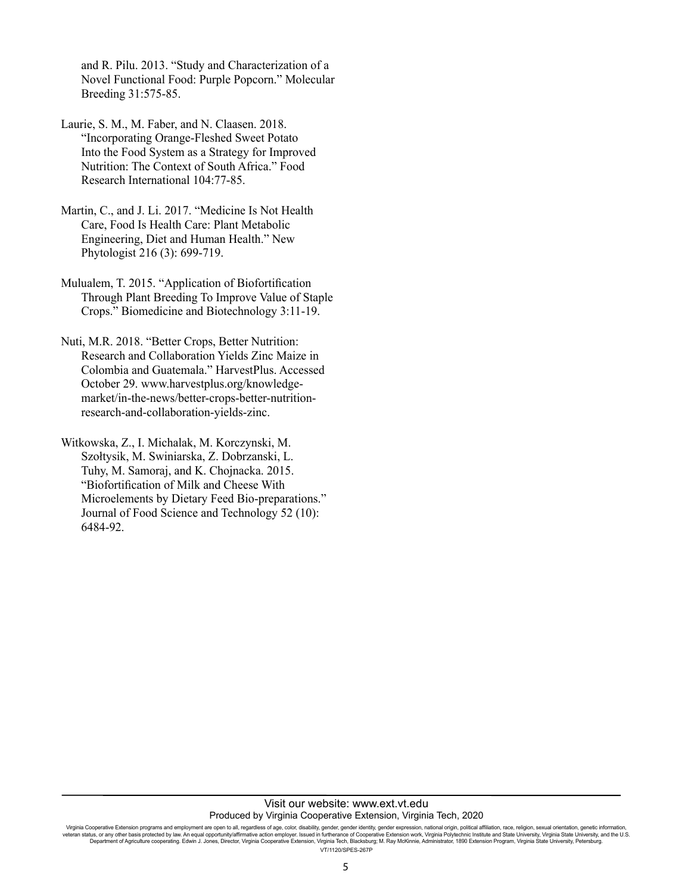and R. Pilu. 2013. "Study and Characterization of a Novel Functional Food: Purple Popcorn." Molecular Breeding 31:575-85.

Laurie, S. M., M. Faber, and N. Claasen. 2018. "Incorporating Orange-Fleshed Sweet Potato Into the Food System as a Strategy for Improved Nutrition: The Context of South Africa." Food Research International 104:77-85.

Martin, C., and J. Li. 2017. "Medicine Is Not Health Care, Food Is Health Care: Plant Metabolic Engineering, Diet and Human Health." New Phytologist 216 (3): 699-719.

Mulualem, T. 2015. "Application of Biofortification Through Plant Breeding To Improve Value of Staple Crops." Biomedicine and Biotechnology 3:11-19.

Nuti, M.R. 2018. "Better Crops, Better Nutrition: Research and Collaboration Yields Zinc Maize in Colombia and Guatemala." HarvestPlus. Accessed October 29. www.harvestplus.org/knowledge-market/in-the-news/better-crops-better-nutrition-research-and-collaboration-yields-zinc.

Witkowska, Z., I. Michalak, M. Korczynski, M. Szołtysik, M. Swiniarska, Z. Dobrzanski, L. Tuhy, M. Samoraj, and K. Chojnacka. 2015. "Biofortification of Milk and Cheese With Microelements by Dietary Feed Bio-preparations." Journal of Food Science and Technology 52 (10): 6484-92.

Visit our website: www.ext.vt.edu
Produced by Virginia Cooperative Extension, Virginia Tech, 2020

Virginia Cooperative Extension programs and employment are open to all, regardless of age, color, disability, gender, gender identity, gender expression, national origin, political affiliation, race, religion, sexual orientation, genetic information, veteran status, or any other basis protected by law. An equal opportunity/affirmative action employer. Issued in furtherance of Cooperative Extension work, Virginia Polytechnic Institute and State University, Virginia State University, and the U.S. Department of Agriculture cooperating. Edwin J. Jones, Director, Virginia Cooperative Extension, Virginia Tech, Blacksburg; M. Ray McKinnie, Administrator, 1890 Extension Program, Virginia State University, Petersburg.

VT/1120/SPES-267P